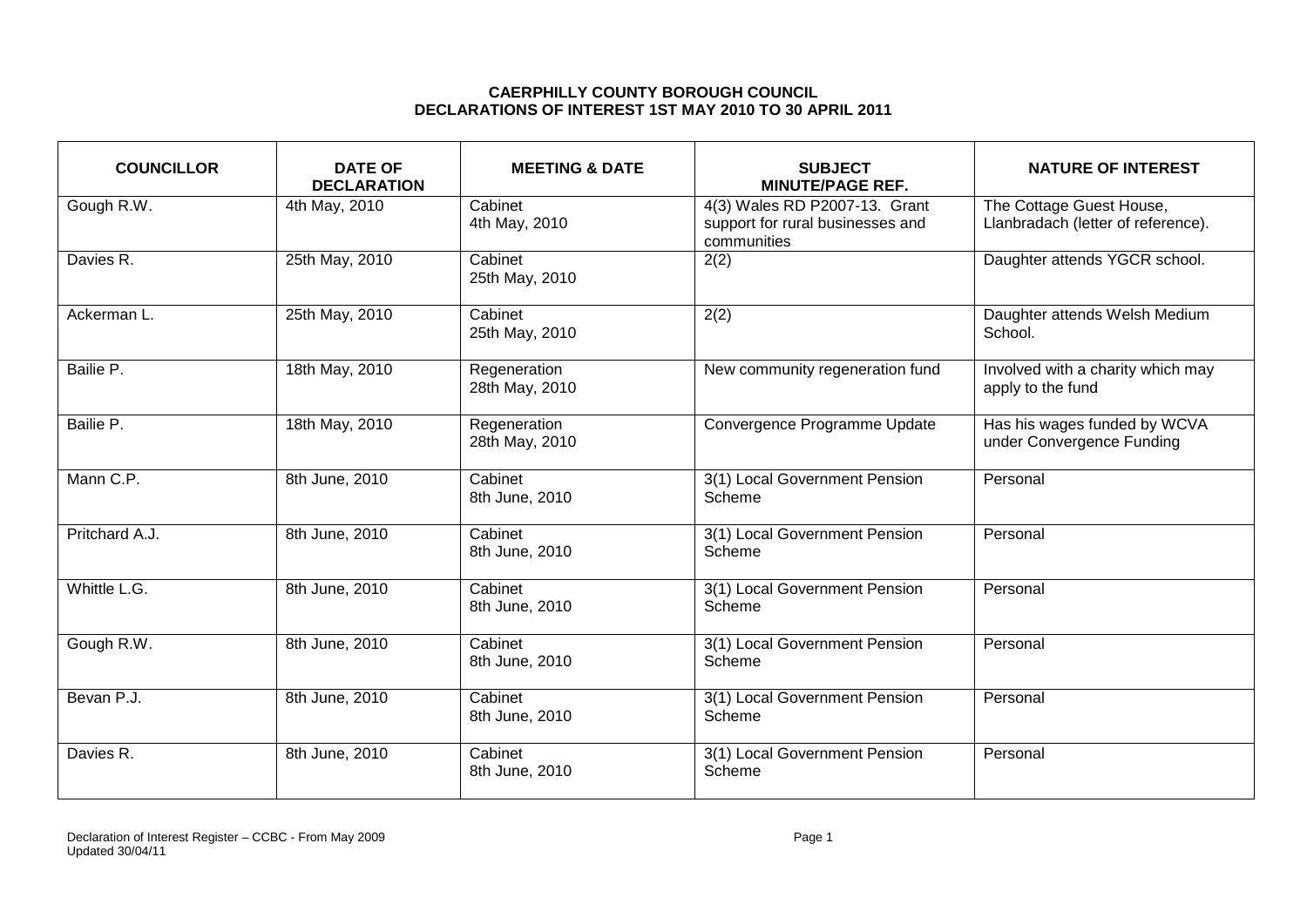# CAERPHILLY COUNTY BOROUGH COUNCIL
## DECLARATIONS OF INTEREST 1ST MAY 2010 TO 30 APRIL 2011

| COUNCILLOR | DATE OF DECLARATION | MEETING & DATE | SUBJECT MINUTE/PAGE REF. | NATURE OF INTEREST |
|---|---|---|---|---|
| Gough R.W. | 4th May, 2010 | Cabinet 4th May, 2010 | 4(3) Wales RD P2007-13. Grant support for rural businesses and communities | The Cottage Guest House, Llanbradach (letter of reference). |
| Davies R. | 25th May, 2010 | Cabinet 25th May, 2010 | 2(2) | Daughter attends YGCR school. |
| Ackerman L. | 25th May, 2010 | Cabinet 25th May, 2010 | 2(2) | Daughter attends Welsh Medium School. |
| Bailie P. | 18th May, 2010 | Regeneration 28th May, 2010 | New community regeneration fund | Involved with a charity which may apply to the fund |
| Bailie P. | 18th May, 2010 | Regeneration 28th May, 2010 | Convergence Programme Update | Has his wages funded by WCVA under Convergence Funding |
| Mann C.P. | 8th June, 2010 | Cabinet 8th June, 2010 | 3(1) Local Government Pension Scheme | Personal |
| Pritchard A.J. | 8th June, 2010 | Cabinet 8th June, 2010 | 3(1) Local Government Pension Scheme | Personal |
| Whittle L.G. | 8th June, 2010 | Cabinet 8th June, 2010 | 3(1) Local Government Pension Scheme | Personal |
| Gough R.W. | 8th June, 2010 | Cabinet 8th June, 2010 | 3(1) Local Government Pension Scheme | Personal |
| Bevan P.J. | 8th June, 2010 | Cabinet 8th June, 2010 | 3(1) Local Government Pension Scheme | Personal |
| Davies R. | 8th June, 2010 | Cabinet 8th June, 2010 | 3(1) Local Government Pension Scheme | Personal |

Declaration of Interest Register – CCBC - From May 2009
Updated 30/04/11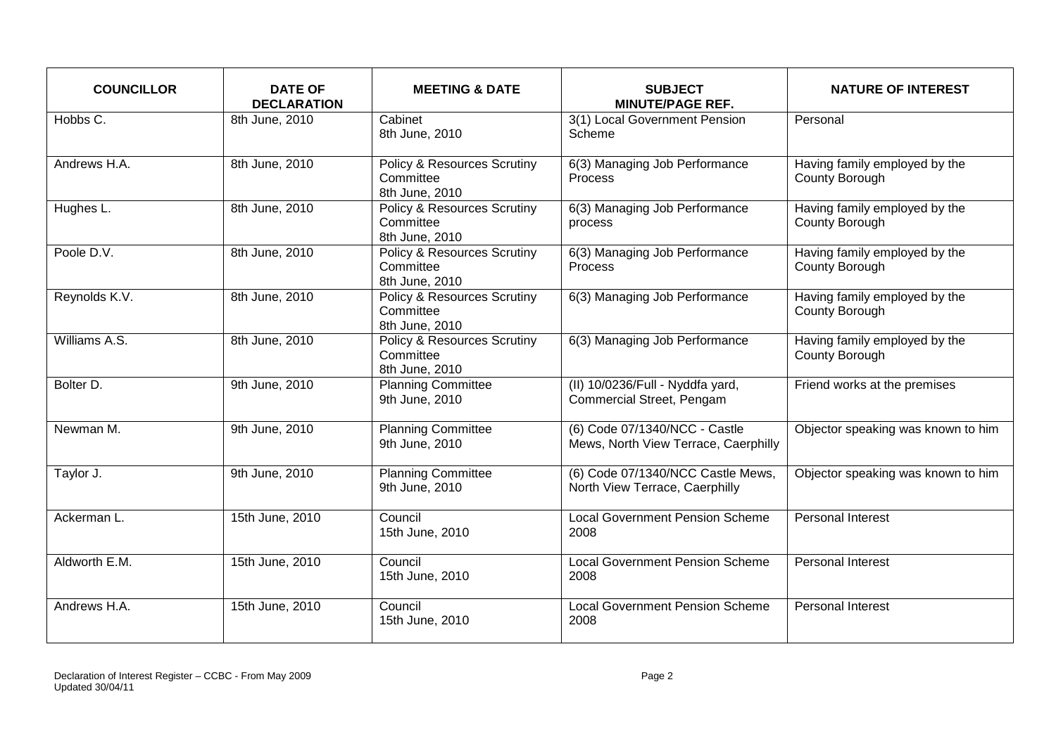| COUNCILLOR | DATE OF DECLARATION | MEETING & DATE | SUBJECT MINUTE/PAGE REF. | NATURE OF INTEREST |
|---|---|---|---|---|
| Hobbs C. | 8th June, 2010 | Cabinet 8th June, 2010 | 3(1) Local Government Pension Scheme | Personal |
| Andrews H.A. | 8th June, 2010 | Policy & Resources Scrutiny Committee 8th June, 2010 | 6(3) Managing Job Performance Process | Having family employed by the County Borough |
| Hughes L. | 8th June, 2010 | Policy & Resources Scrutiny Committee 8th June, 2010 | 6(3) Managing Job Performance process | Having family employed by the County Borough |
| Poole D.V. | 8th June, 2010 | Policy & Resources Scrutiny Committee 8th June, 2010 | 6(3) Managing Job Performance Process | Having family employed by the County Borough |
| Reynolds K.V. | 8th June, 2010 | Policy & Resources Scrutiny Committee 8th June, 2010 | 6(3) Managing Job Performance | Having family employed by the County Borough |
| Williams A.S. | 8th June, 2010 | Policy & Resources Scrutiny Committee 8th June, 2010 | 6(3) Managing Job Performance | Having family employed by the County Borough |
| Bolter D. | 9th June, 2010 | Planning Committee 9th June, 2010 | (II) 10/0236/Full - Nyddfa yard, Commercial Street, Pengam | Friend works at the premises |
| Newman M. | 9th June, 2010 | Planning Committee 9th June, 2010 | (6) Code 07/1340/NCC - Castle Mews, North View Terrace, Caerphilly | Objector speaking was known to him |
| Taylor J. | 9th June, 2010 | Planning Committee 9th June, 2010 | (6) Code 07/1340/NCC Castle Mews, North View Terrace, Caerphilly | Objector speaking was known to him |
| Ackerman L. | 15th June, 2010 | Council 15th June, 2010 | Local Government Pension Scheme 2008 | Personal Interest |
| Aldworth E.M. | 15th June, 2010 | Council 15th June, 2010 | Local Government Pension Scheme 2008 | Personal Interest |
| Andrews H.A. | 15th June, 2010 | Council 15th June, 2010 | Local Government Pension Scheme 2008 | Personal Interest |

Declaration of Interest Register – CCBC - From May 2009
Updated 30/04/11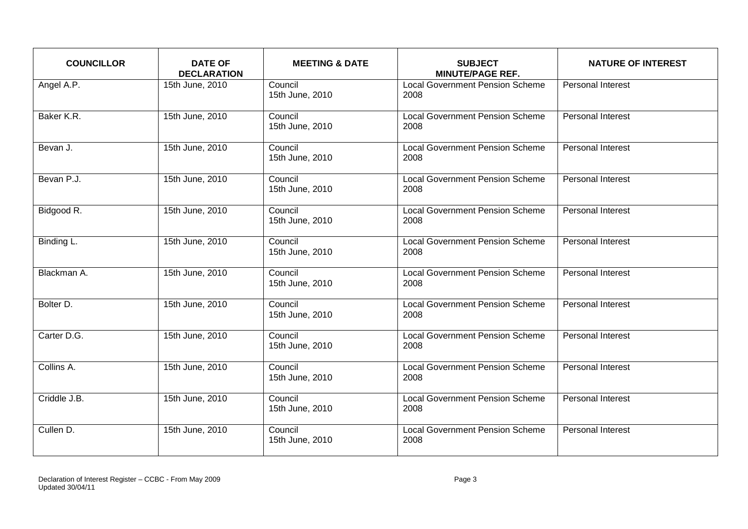| COUNCILLOR | DATE OF DECLARATION | MEETING & DATE | SUBJECT MINUTE/PAGE REF. | NATURE OF INTEREST |
|---|---|---|---|---|
| Angel A.P. | 15th June, 2010 | Council 15th June, 2010 | Local Government Pension Scheme 2008 | Personal Interest |
| Baker K.R. | 15th June, 2010 | Council 15th June, 2010 | Local Government Pension Scheme 2008 | Personal Interest |
| Bevan J. | 15th June, 2010 | Council 15th June, 2010 | Local Government Pension Scheme 2008 | Personal Interest |
| Bevan P.J. | 15th June, 2010 | Council 15th June, 2010 | Local Government Pension Scheme 2008 | Personal Interest |
| Bidgood R. | 15th June, 2010 | Council 15th June, 2010 | Local Government Pension Scheme 2008 | Personal Interest |
| Binding L. | 15th June, 2010 | Council 15th June, 2010 | Local Government Pension Scheme 2008 | Personal Interest |
| Blackman A. | 15th June, 2010 | Council 15th June, 2010 | Local Government Pension Scheme 2008 | Personal Interest |
| Bolter D. | 15th June, 2010 | Council 15th June, 2010 | Local Government Pension Scheme 2008 | Personal Interest |
| Carter D.G. | 15th June, 2010 | Council 15th June, 2010 | Local Government Pension Scheme 2008 | Personal Interest |
| Collins A. | 15th June, 2010 | Council 15th June, 2010 | Local Government Pension Scheme 2008 | Personal Interest |
| Criddle J.B. | 15th June, 2010 | Council 15th June, 2010 | Local Government Pension Scheme 2008 | Personal Interest |
| Cullen D. | 15th June, 2010 | Council 15th June, 2010 | Local Government Pension Scheme 2008 | Personal Interest |

Declaration of Interest Register – CCBC - From May 2009
Updated 30/04/11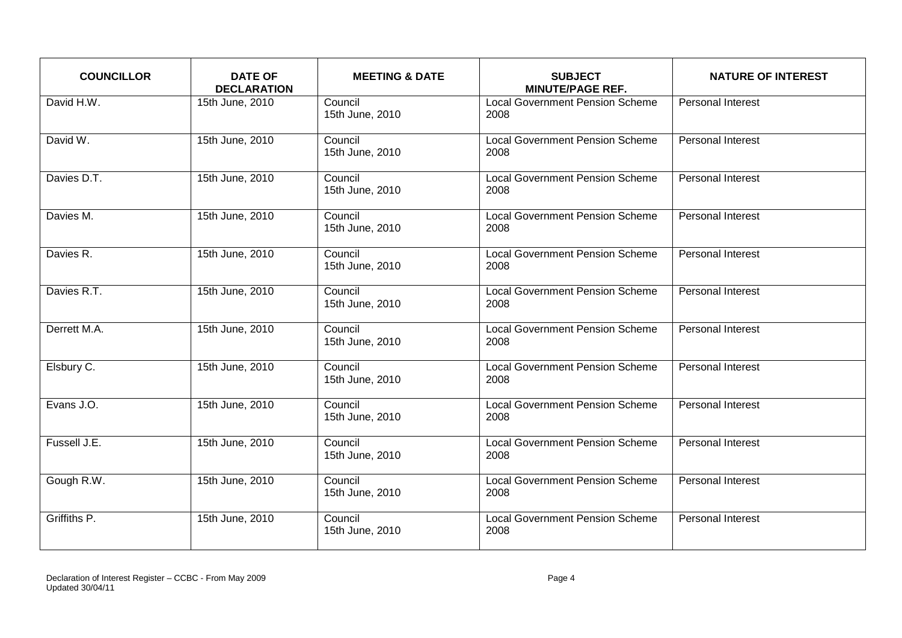| COUNCILLOR | DATE OF DECLARATION | MEETING & DATE | SUBJECT MINUTE/PAGE REF. | NATURE OF INTEREST |
|---|---|---|---|---|
| David H.W. | 15th June, 2010 | Council 15th June, 2010 | Local Government Pension Scheme 2008 | Personal Interest |
| David W. | 15th June, 2010 | Council 15th June, 2010 | Local Government Pension Scheme 2008 | Personal Interest |
| Davies D.T. | 15th June, 2010 | Council 15th June, 2010 | Local Government Pension Scheme 2008 | Personal Interest |
| Davies M. | 15th June, 2010 | Council 15th June, 2010 | Local Government Pension Scheme 2008 | Personal Interest |
| Davies R. | 15th June, 2010 | Council 15th June, 2010 | Local Government Pension Scheme 2008 | Personal Interest |
| Davies R.T. | 15th June, 2010 | Council 15th June, 2010 | Local Government Pension Scheme 2008 | Personal Interest |
| Derrett M.A. | 15th June, 2010 | Council 15th June, 2010 | Local Government Pension Scheme 2008 | Personal Interest |
| Elsbury C. | 15th June, 2010 | Council 15th June, 2010 | Local Government Pension Scheme 2008 | Personal Interest |
| Evans J.O. | 15th June, 2010 | Council 15th June, 2010 | Local Government Pension Scheme 2008 | Personal Interest |
| Fussell J.E. | 15th June, 2010 | Council 15th June, 2010 | Local Government Pension Scheme 2008 | Personal Interest |
| Gough R.W. | 15th June, 2010 | Council 15th June, 2010 | Local Government Pension Scheme 2008 | Personal Interest |
| Griffiths P. | 15th June, 2010 | Council 15th June, 2010 | Local Government Pension Scheme 2008 | Personal Interest |

Declaration of Interest Register – CCBC - From May 2009
Updated 30/04/11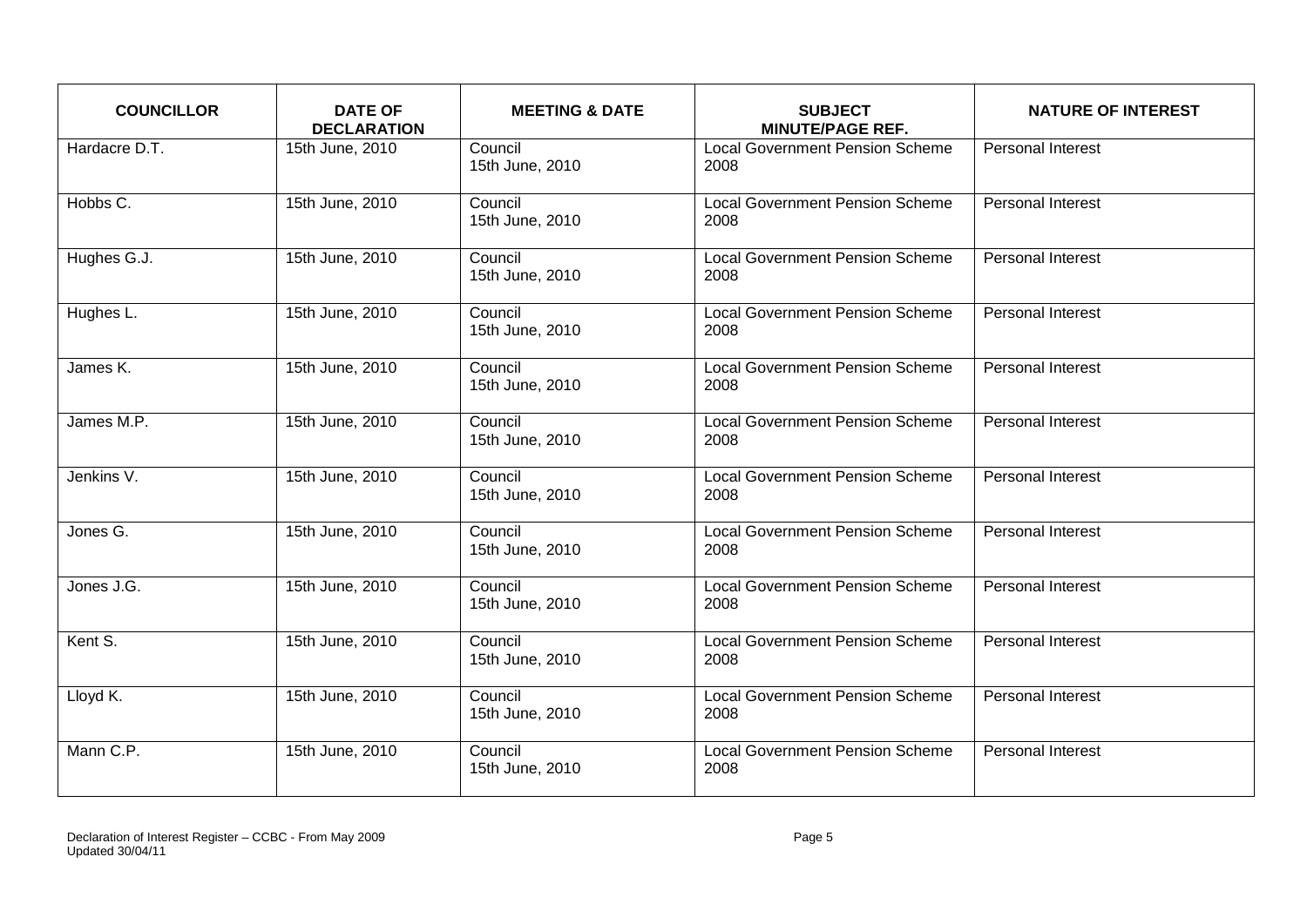| COUNCILLOR | DATE OF DECLARATION | MEETING & DATE | SUBJECT MINUTE/PAGE REF. | NATURE OF INTEREST |
|---|---|---|---|---|
| Hardacre D.T. | 15th June, 2010 | Council 15th June, 2010 | Local Government Pension Scheme 2008 | Personal Interest |
| Hobbs C. | 15th June, 2010 | Council 15th June, 2010 | Local Government Pension Scheme 2008 | Personal Interest |
| Hughes G.J. | 15th June, 2010 | Council 15th June, 2010 | Local Government Pension Scheme 2008 | Personal Interest |
| Hughes L. | 15th June, 2010 | Council 15th June, 2010 | Local Government Pension Scheme 2008 | Personal Interest |
| James K. | 15th June, 2010 | Council 15th June, 2010 | Local Government Pension Scheme 2008 | Personal Interest |
| James M.P. | 15th June, 2010 | Council 15th June, 2010 | Local Government Pension Scheme 2008 | Personal Interest |
| Jenkins V. | 15th June, 2010 | Council 15th June, 2010 | Local Government Pension Scheme 2008 | Personal Interest |
| Jones G. | 15th June, 2010 | Council 15th June, 2010 | Local Government Pension Scheme 2008 | Personal Interest |
| Jones J.G. | 15th June, 2010 | Council 15th June, 2010 | Local Government Pension Scheme 2008 | Personal Interest |
| Kent S. | 15th June, 2010 | Council 15th June, 2010 | Local Government Pension Scheme 2008 | Personal Interest |
| Lloyd K. | 15th June, 2010 | Council 15th June, 2010 | Local Government Pension Scheme 2008 | Personal Interest |
| Mann C.P. | 15th June, 2010 | Council 15th June, 2010 | Local Government Pension Scheme 2008 | Personal Interest |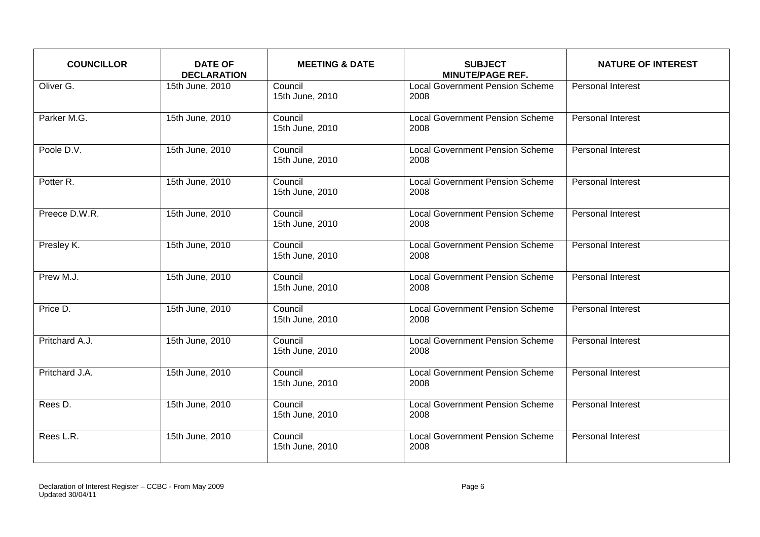| COUNCILLOR | DATE OF DECLARATION | MEETING & DATE | SUBJECT MINUTE/PAGE REF. | NATURE OF INTEREST |
|---|---|---|---|---|
| Oliver G. | 15th June, 2010 | Council 15th June, 2010 | Local Government Pension Scheme 2008 | Personal Interest |
| Parker M.G. | 15th June, 2010 | Council 15th June, 2010 | Local Government Pension Scheme 2008 | Personal Interest |
| Poole D.V. | 15th June, 2010 | Council 15th June, 2010 | Local Government Pension Scheme 2008 | Personal Interest |
| Potter R. | 15th June, 2010 | Council 15th June, 2010 | Local Government Pension Scheme 2008 | Personal Interest |
| Preece D.W.R. | 15th June, 2010 | Council 15th June, 2010 | Local Government Pension Scheme 2008 | Personal Interest |
| Presley K. | 15th June, 2010 | Council 15th June, 2010 | Local Government Pension Scheme 2008 | Personal Interest |
| Prew M.J. | 15th June, 2010 | Council 15th June, 2010 | Local Government Pension Scheme 2008 | Personal Interest |
| Price D. | 15th June, 2010 | Council 15th June, 2010 | Local Government Pension Scheme 2008 | Personal Interest |
| Pritchard A.J. | 15th June, 2010 | Council 15th June, 2010 | Local Government Pension Scheme 2008 | Personal Interest |
| Pritchard J.A. | 15th June, 2010 | Council 15th June, 2010 | Local Government Pension Scheme 2008 | Personal Interest |
| Rees D. | 15th June, 2010 | Council 15th June, 2010 | Local Government Pension Scheme 2008 | Personal Interest |
| Rees L.R. | 15th June, 2010 | Council 15th June, 2010 | Local Government Pension Scheme 2008 | Personal Interest |

Declaration of Interest Register – CCBC - From May 2009
Updated 30/04/11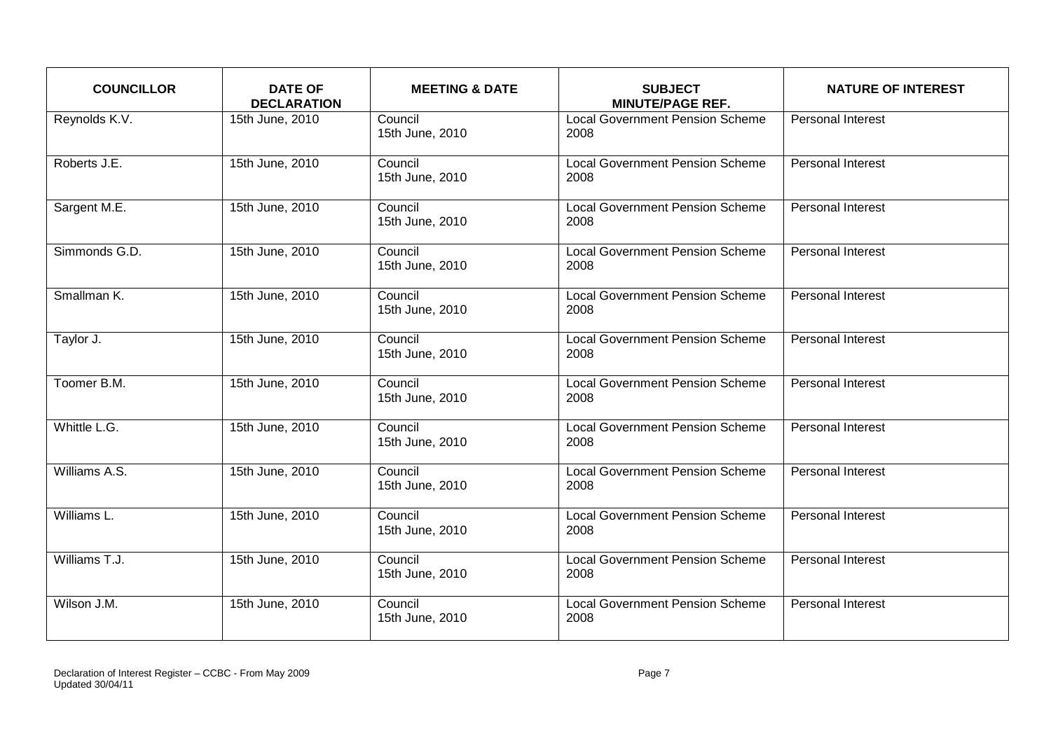| COUNCILLOR | DATE OF DECLARATION | MEETING & DATE | SUBJECT MINUTE/PAGE REF. | NATURE OF INTEREST |
|---|---|---|---|---|
| Reynolds K.V. | 15th June, 2010 | Council 15th June, 2010 | Local Government Pension Scheme 2008 | Personal Interest |
| Roberts J.E. | 15th June, 2010 | Council 15th June, 2010 | Local Government Pension Scheme 2008 | Personal Interest |
| Sargent M.E. | 15th June, 2010 | Council 15th June, 2010 | Local Government Pension Scheme 2008 | Personal Interest |
| Simmonds G.D. | 15th June, 2010 | Council 15th June, 2010 | Local Government Pension Scheme 2008 | Personal Interest |
| Smallman K. | 15th June, 2010 | Council 15th June, 2010 | Local Government Pension Scheme 2008 | Personal Interest |
| Taylor J. | 15th June, 2010 | Council 15th June, 2010 | Local Government Pension Scheme 2008 | Personal Interest |
| Toomer B.M. | 15th June, 2010 | Council 15th June, 2010 | Local Government Pension Scheme 2008 | Personal Interest |
| Whittle L.G. | 15th June, 2010 | Council 15th June, 2010 | Local Government Pension Scheme 2008 | Personal Interest |
| Williams A.S. | 15th June, 2010 | Council 15th June, 2010 | Local Government Pension Scheme 2008 | Personal Interest |
| Williams L. | 15th June, 2010 | Council 15th June, 2010 | Local Government Pension Scheme 2008 | Personal Interest |
| Williams T.J. | 15th June, 2010 | Council 15th June, 2010 | Local Government Pension Scheme 2008 | Personal Interest |
| Wilson J.M. | 15th June, 2010 | Council 15th June, 2010 | Local Government Pension Scheme 2008 | Personal Interest |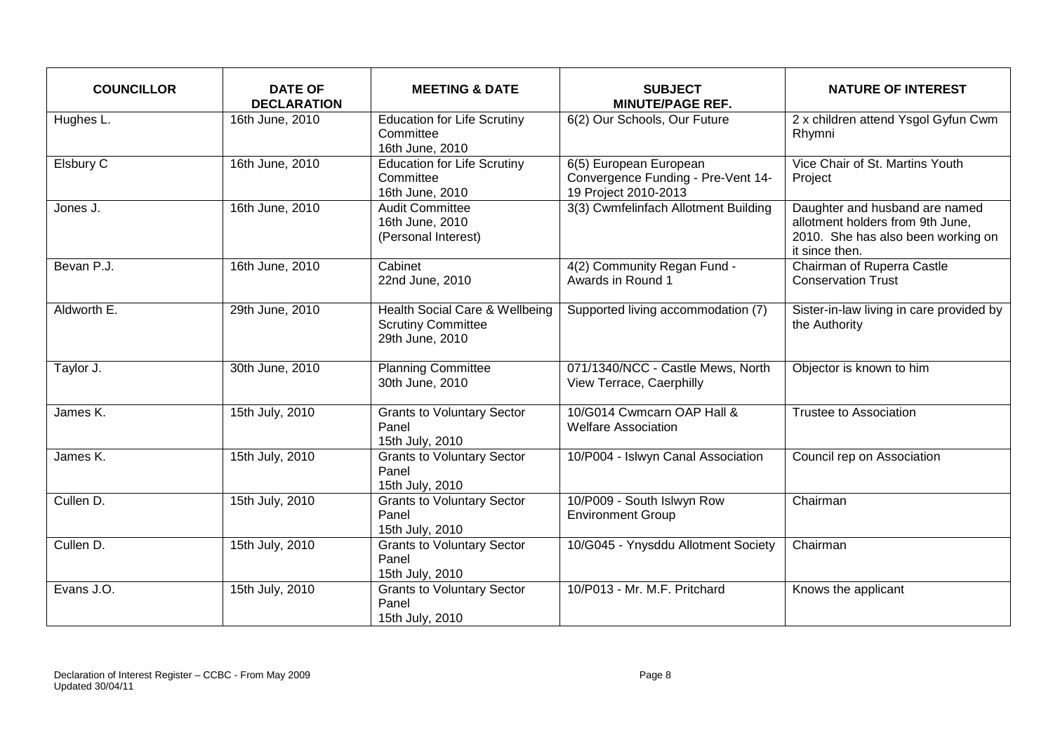| COUNCILLOR | DATE OF DECLARATION | MEETING & DATE | SUBJECT MINUTE/PAGE REF. | NATURE OF INTEREST |
|---|---|---|---|---|
| Hughes L. | 16th June, 2010 | Education for Life Scrutiny Committee 16th June, 2010 | 6(2) Our Schools, Our Future | 2 x children attend Ysgol Gyfun Cwm Rhymni |
| Elsbury C | 16th June, 2010 | Education for Life Scrutiny Committee 16th June, 2010 | 6(5) European European Convergence Funding - Pre-Vent 14-19 Project 2010-2013 | Vice Chair of St. Martins Youth Project |
| Jones J. | 16th June, 2010 | Audit Committee 16th June, 2010 (Personal Interest) | 3(3) Cwmfelinfach Allotment Building | Daughter and husband are named allotment holders from 9th June, 2010. She has also been working on it since then. |
| Bevan P.J. | 16th June, 2010 | Cabinet 22nd June, 2010 | 4(2) Community Regan Fund - Awards in Round 1 | Chairman of Ruperra Castle Conservation Trust |
| Aldworth E. | 29th June, 2010 | Health Social Care & Wellbeing Scrutiny Committee 29th June, 2010 | Supported living accommodation (7) | Sister-in-law living in care provided by the Authority |
| Taylor J. | 30th June, 2010 | Planning Committee 30th June, 2010 | 071/1340/NCC - Castle Mews, North View Terrace, Caerphilly | Objector is known to him |
| James K. | 15th July, 2010 | Grants to Voluntary Sector Panel 15th July, 2010 | 10/G014 Cwmcarn OAP Hall & Welfare Association | Trustee to Association |
| James K. | 15th July, 2010 | Grants to Voluntary Sector Panel 15th July, 2010 | 10/P004 - Islwyn Canal Association | Council rep on Association |
| Cullen D. | 15th July, 2010 | Grants to Voluntary Sector Panel 15th July, 2010 | 10/P009 - South Islwyn Row Environment Group | Chairman |
| Cullen D. | 15th July, 2010 | Grants to Voluntary Sector Panel 15th July, 2010 | 10/G045 - Ynysddu Allotment Society | Chairman |
| Evans J.O. | 15th July, 2010 | Grants to Voluntary Sector Panel 15th July, 2010 | 10/P013 - Mr. M.F. Pritchard | Knows the applicant |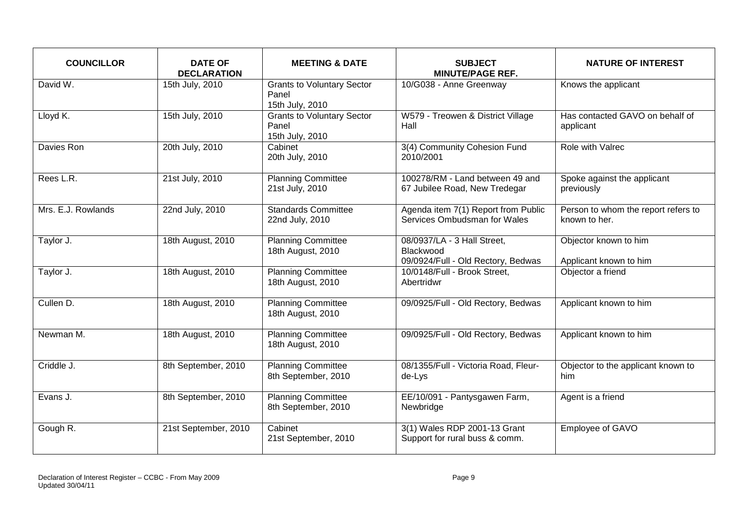| COUNCILLOR | DATE OF DECLARATION | MEETING & DATE | SUBJECT MINUTE/PAGE REF. | NATURE OF INTEREST |
|---|---|---|---|---|
| David W. | 15th July, 2010 | Grants to Voluntary Sector Panel 15th July, 2010 | 10/G038 - Anne Greenway | Knows the applicant |
| Lloyd K. | 15th July, 2010 | Grants to Voluntary Sector Panel 15th July, 2010 | W579 - Treowen & District Village Hall | Has contacted GAVO on behalf of applicant |
| Davies Ron | 20th July, 2010 | Cabinet 20th July, 2010 | 3(4) Community Cohesion Fund 2010/2001 | Role with Valrec |
| Rees L.R. | 21st July, 2010 | Planning Committee 21st July, 2010 | 100278/RM - Land between 49 and 67 Jubilee Road, New Tredegar | Spoke against the applicant previously |
| Mrs. E.J. Rowlands | 22nd July, 2010 | Standards Committee 22nd July, 2010 | Agenda item 7(1) Report from Public Services Ombudsman for Wales | Person to whom the report refers to known to her. |
| Taylor J. | 18th August, 2010 | Planning Committee 18th August, 2010 | 08/0937/LA - 3 Hall Street, Blackwood 09/0924/Full - Old Rectory, Bedwas | Objector known to him Applicant known to him |
| Taylor J. | 18th August, 2010 | Planning Committee 18th August, 2010 | 10/0148/Full - Brook Street, Abertridwr | Objector a friend |
| Cullen D. | 18th August, 2010 | Planning Committee 18th August, 2010 | 09/0925/Full - Old Rectory, Bedwas | Applicant known to him |
| Newman M. | 18th August, 2010 | Planning Committee 18th August, 2010 | 09/0925/Full - Old Rectory, Bedwas | Applicant known to him |
| Criddle J. | 8th September, 2010 | Planning Committee 8th September, 2010 | 08/1355/Full - Victoria Road, Fleur-de-Lys | Objector to the applicant known to him |
| Evans J. | 8th September, 2010 | Planning Committee 8th September, 2010 | EE/10/091 - Pantysgawen Farm, Newbridge | Agent is a friend |
| Gough R. | 21st September, 2010 | Cabinet 21st September, 2010 | 3(1) Wales RDP 2001-13 Grant Support for rural buss & comm. | Employee of GAVO |

Declaration of Interest Register – CCBC - From May 2009
Updated 30/04/11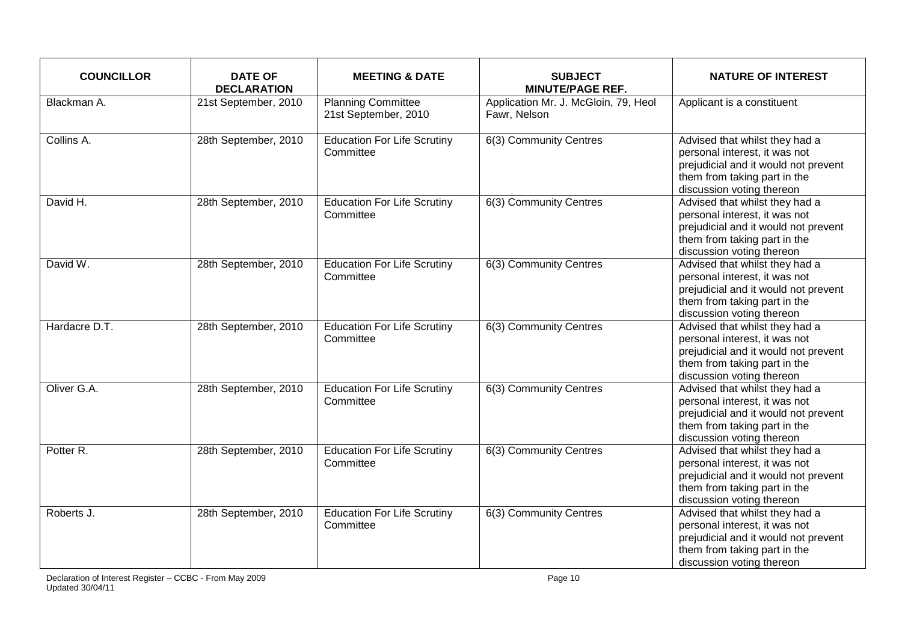| COUNCILLOR | DATE OF DECLARATION | MEETING & DATE | SUBJECT MINUTE/PAGE REF. | NATURE OF INTEREST |
|---|---|---|---|---|
| Blackman A. | 21st September, 2010 | Planning Committee 21st September, 2010 | Application Mr. J. McGloin, 79, Heol Fawr, Nelson | Applicant is a constituent |
| Collins A. | 28th September, 2010 | Education For Life Scrutiny Committee | 6(3) Community Centres | Advised that whilst they had a personal interest, it was not prejudicial and it would not prevent them from taking part in the discussion voting thereon |
| David H. | 28th September, 2010 | Education For Life Scrutiny Committee | 6(3) Community Centres | Advised that whilst they had a personal interest, it was not prejudicial and it would not prevent them from taking part in the discussion voting thereon |
| David W. | 28th September, 2010 | Education For Life Scrutiny Committee | 6(3) Community Centres | Advised that whilst they had a personal interest, it was not prejudicial and it would not prevent them from taking part in the discussion voting thereon |
| Hardacre D.T. | 28th September, 2010 | Education For Life Scrutiny Committee | 6(3) Community Centres | Advised that whilst they had a personal interest, it was not prejudicial and it would not prevent them from taking part in the discussion voting thereon |
| Oliver G.A. | 28th September, 2010 | Education For Life Scrutiny Committee | 6(3) Community Centres | Advised that whilst they had a personal interest, it was not prejudicial and it would not prevent them from taking part in the discussion voting thereon |
| Potter R. | 28th September, 2010 | Education For Life Scrutiny Committee | 6(3) Community Centres | Advised that whilst they had a personal interest, it was not prejudicial and it would not prevent them from taking part in the discussion voting thereon |
| Roberts J. | 28th September, 2010 | Education For Life Scrutiny Committee | 6(3) Community Centres | Advised that whilst they had a personal interest, it was not prejudicial and it would not prevent them from taking part in the discussion voting thereon |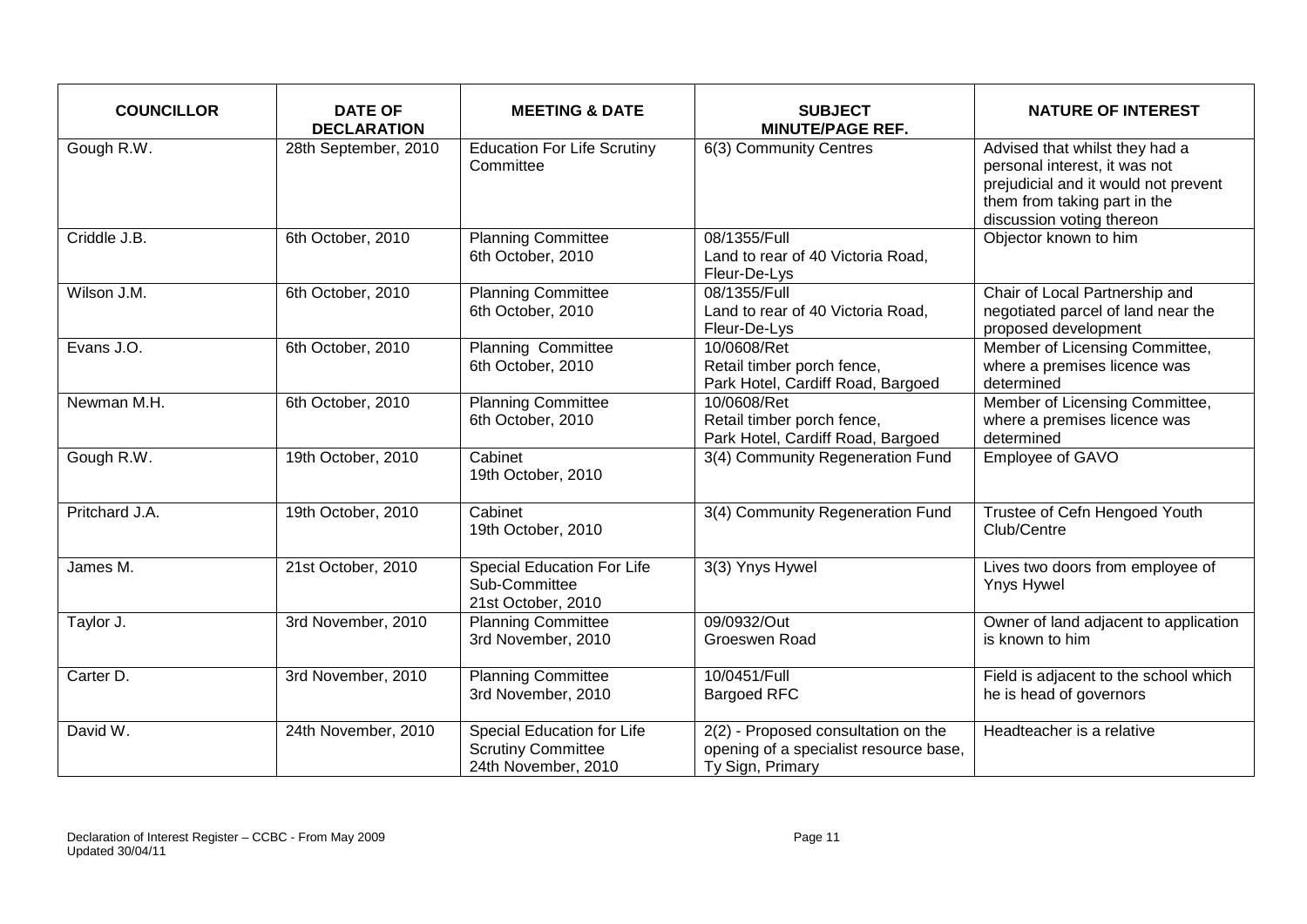| COUNCILLOR | DATE OF DECLARATION | MEETING & DATE | SUBJECT MINUTE/PAGE REF. | NATURE OF INTEREST |
|---|---|---|---|---|
| Gough R.W. | 28th September, 2010 | Education For Life Scrutiny Committee | 6(3) Community Centres | Advised that whilst they had a personal interest, it was not prejudicial and it would not prevent them from taking part in the discussion voting thereon |
| Criddle J.B. | 6th October, 2010 | Planning Committee 6th October, 2010 | 08/1355/Full Land to rear of 40 Victoria Road, Fleur-De-Lys | Objector known to him |
| Wilson J.M. | 6th October, 2010 | Planning Committee 6th October, 2010 | 08/1355/Full Land to rear of 40 Victoria Road, Fleur-De-Lys | Chair of Local Partnership and negotiated parcel of land near the proposed development |
| Evans J.O. | 6th October, 2010 | Planning Committee 6th October, 2010 | 10/0608/Ret Retail timber porch fence, Park Hotel, Cardiff Road, Bargoed | Member of Licensing Committee, where a premises licence was determined |
| Newman M.H. | 6th October, 2010 | Planning Committee 6th October, 2010 | 10/0608/Ret Retail timber porch fence, Park Hotel, Cardiff Road, Bargoed | Member of Licensing Committee, where a premises licence was determined |
| Gough R.W. | 19th October, 2010 | Cabinet 19th October, 2010 | 3(4) Community Regeneration Fund | Employee of GAVO |
| Pritchard J.A. | 19th October, 2010 | Cabinet 19th October, 2010 | 3(4) Community Regeneration Fund | Trustee of Cefn Hengoed Youth Club/Centre |
| James M. | 21st October, 2010 | Special Education For Life Sub-Committee 21st October, 2010 | 3(3) Ynys Hywel | Lives two doors from employee of Ynys Hywel |
| Taylor J. | 3rd November, 2010 | Planning Committee 3rd November, 2010 | 09/0932/Out Groeswen Road | Owner of land adjacent to application is known to him |
| Carter D. | 3rd November, 2010 | Planning Committee 3rd November, 2010 | 10/0451/Full Bargoed RFC | Field is adjacent to the school which he is head of governors |
| David W. | 24th November, 2010 | Special Education for Life Scrutiny Committee 24th November, 2010 | 2(2) - Proposed consultation on the opening of a specialist resource base, Ty Sign, Primary | Headteacher is a relative |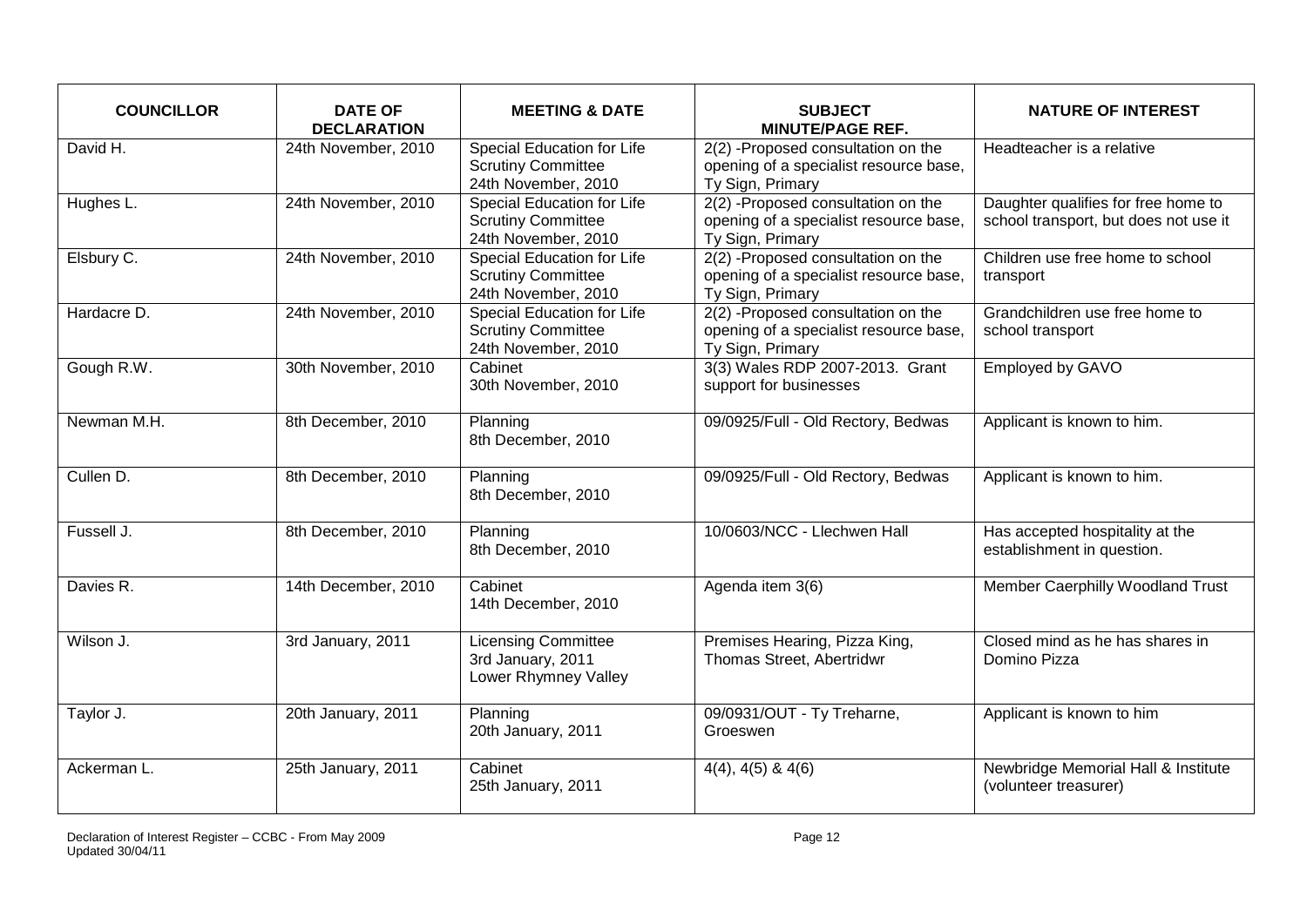| COUNCILLOR | DATE OF DECLARATION | MEETING & DATE | SUBJECT MINUTE/PAGE REF. | NATURE OF INTEREST |
|---|---|---|---|---|
| David H. | 24th November, 2010 | Special Education for Life Scrutiny Committee 24th November, 2010 | 2(2) -Proposed consultation on the opening of a specialist resource base, Ty Sign, Primary | Headteacher is a relative |
| Hughes L. | 24th November, 2010 | Special Education for Life Scrutiny Committee 24th November, 2010 | 2(2) -Proposed consultation on the opening of a specialist resource base, Ty Sign, Primary | Daughter qualifies for free home to school transport, but does not use it |
| Elsbury C. | 24th November, 2010 | Special Education for Life Scrutiny Committee 24th November, 2010 | 2(2) -Proposed consultation on the opening of a specialist resource base, Ty Sign, Primary | Children use free home to school transport |
| Hardacre D. | 24th November, 2010 | Special Education for Life Scrutiny Committee 24th November, 2010 | 2(2) -Proposed consultation on the opening of a specialist resource base, Ty Sign, Primary | Grandchildren use free home to school transport |
| Gough R.W. | 30th November, 2010 | Cabinet 30th November, 2010 | 3(3) Wales RDP 2007-2013. Grant support for businesses | Employed by GAVO |
| Newman M.H. | 8th December, 2010 | Planning 8th December, 2010 | 09/0925/Full - Old Rectory, Bedwas | Applicant is known to him. |
| Cullen D. | 8th December, 2010 | Planning 8th December, 2010 | 09/0925/Full - Old Rectory, Bedwas | Applicant is known to him. |
| Fussell J. | 8th December, 2010 | Planning 8th December, 2010 | 10/0603/NCC - Llechwen Hall | Has accepted hospitality at the establishment in question. |
| Davies R. | 14th December, 2010 | Cabinet 14th December, 2010 | Agenda item 3(6) | Member Caerphilly Woodland Trust |
| Wilson J. | 3rd January, 2011 | Licensing Committee 3rd January, 2011 Lower Rhymney Valley | Premises Hearing, Pizza King, Thomas Street, Abertridwr | Closed mind as he has shares in Domino Pizza |
| Taylor J. | 20th January, 2011 | Planning 20th January, 2011 | 09/0931/OUT - Ty Treharne, Groeswen | Applicant is known to him |
| Ackerman L. | 25th January, 2011 | Cabinet 25th January, 2011 | 4(4), 4(5) & 4(6) | Newbridge Memorial Hall & Institute (volunteer treasurer) |

Declaration of Interest Register – CCBC - From May 2009
Updated 30/04/11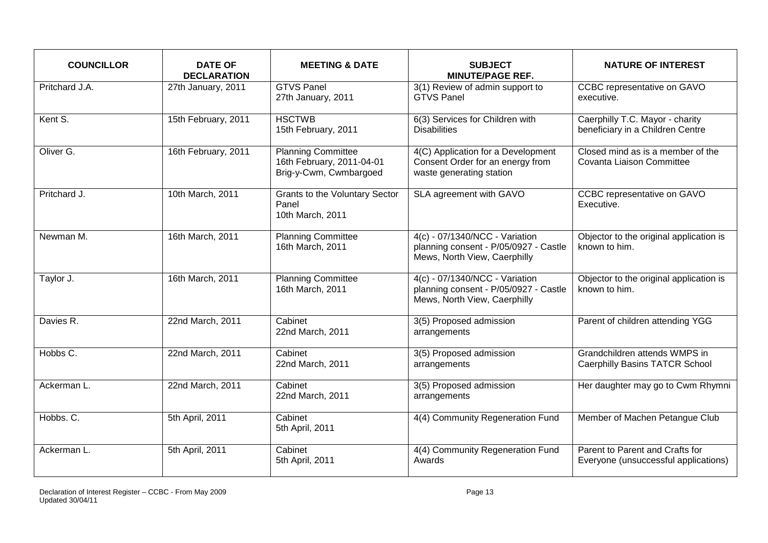| COUNCILLOR | DATE OF DECLARATION | MEETING & DATE | SUBJECT MINUTE/PAGE REF. | NATURE OF INTEREST |
|---|---|---|---|---|
| Pritchard J.A. | 27th January, 2011 | GTVS Panel 27th January, 2011 | 3(1) Review of admin support to GTVS Panel | CCBC representative on GAVO executive. |
| Kent S. | 15th February, 2011 | HSCTWB 15th February, 2011 | 6(3) Services for Children with Disabilities | Caerphilly T.C. Mayor - charity beneficiary in a Children Centre |
| Oliver G. | 16th February, 2011 | Planning Committee 16th February, 2011-04-01 Brig-y-Cwm, Cwmbargoed | 4(C) Application for a Development Consent Order for an energy from waste generating station | Closed mind as is a member of the Covanta Liaison Committee |
| Pritchard J. | 10th March, 2011 | Grants to the Voluntary Sector Panel 10th March, 2011 | SLA agreement with GAVO | CCBC representative on GAVO Executive. |
| Newman M. | 16th March, 2011 | Planning Committee 16th March, 2011 | 4(c) - 07/1340/NCC - Variation planning consent - P/05/0927 - Castle Mews, North View, Caerphilly | Objector to the original application is known to him. |
| Taylor J. | 16th March, 2011 | Planning Committee 16th March, 2011 | 4(c) - 07/1340/NCC - Variation planning consent - P/05/0927 - Castle Mews, North View, Caerphilly | Objector to the original application is known to him. |
| Davies R. | 22nd March, 2011 | Cabinet 22nd March, 2011 | 3(5) Proposed admission arrangements | Parent of children attending YGG |
| Hobbs C. | 22nd March, 2011 | Cabinet 22nd March, 2011 | 3(5) Proposed admission arrangements | Grandchildren attends WMPS in Caerphilly Basins TATCR School |
| Ackerman L. | 22nd March, 2011 | Cabinet 22nd March, 2011 | 3(5) Proposed admission arrangements | Her daughter may go to Cwm Rhymni |
| Hobbs. C. | 5th April, 2011 | Cabinet 5th April, 2011 | 4(4) Community Regeneration Fund | Member of Machen Petangue Club |
| Ackerman L. | 5th April, 2011 | Cabinet 5th April, 2011 | 4(4) Community Regeneration Fund Awards | Parent to Parent and Crafts for Everyone (unsuccessful applications) |

Declaration of Interest Register – CCBC - From May 2009
Updated 30/04/11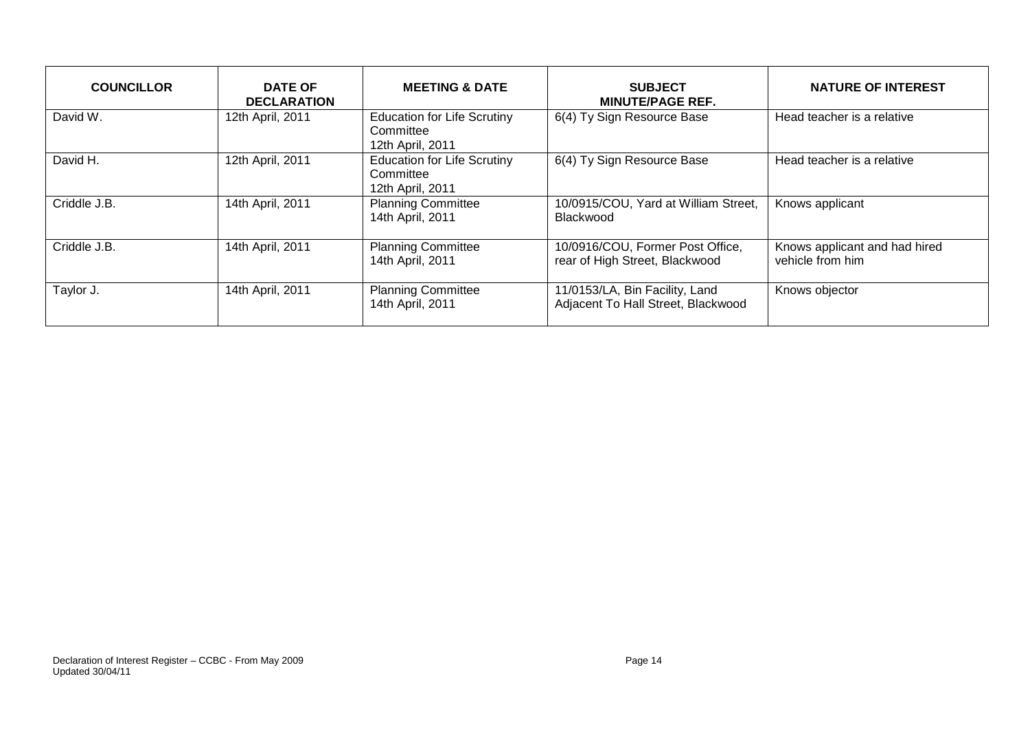| COUNCILLOR | DATE OF DECLARATION | MEETING & DATE | SUBJECT MINUTE/PAGE REF. | NATURE OF INTEREST |
|---|---|---|---|---|
| David W. | 12th April, 2011 | Education for Life Scrutiny Committee 12th April, 2011 | 6(4) Ty Sign Resource Base | Head teacher is a relative |
| David H. | 12th April, 2011 | Education for Life Scrutiny Committee 12th April, 2011 | 6(4) Ty Sign Resource Base | Head teacher is a relative |
| Criddle J.B. | 14th April, 2011 | Planning Committee 14th April, 2011 | 10/0915/COU, Yard at William Street, Blackwood | Knows applicant |
| Criddle J.B. | 14th April, 2011 | Planning Committee 14th April, 2011 | 10/0916/COU, Former Post Office, rear of High Street, Blackwood | Knows applicant and had hired vehicle from him |
| Taylor J. | 14th April, 2011 | Planning Committee 14th April, 2011 | 11/0153/LA, Bin Facility, Land Adjacent To Hall Street, Blackwood | Knows objector |